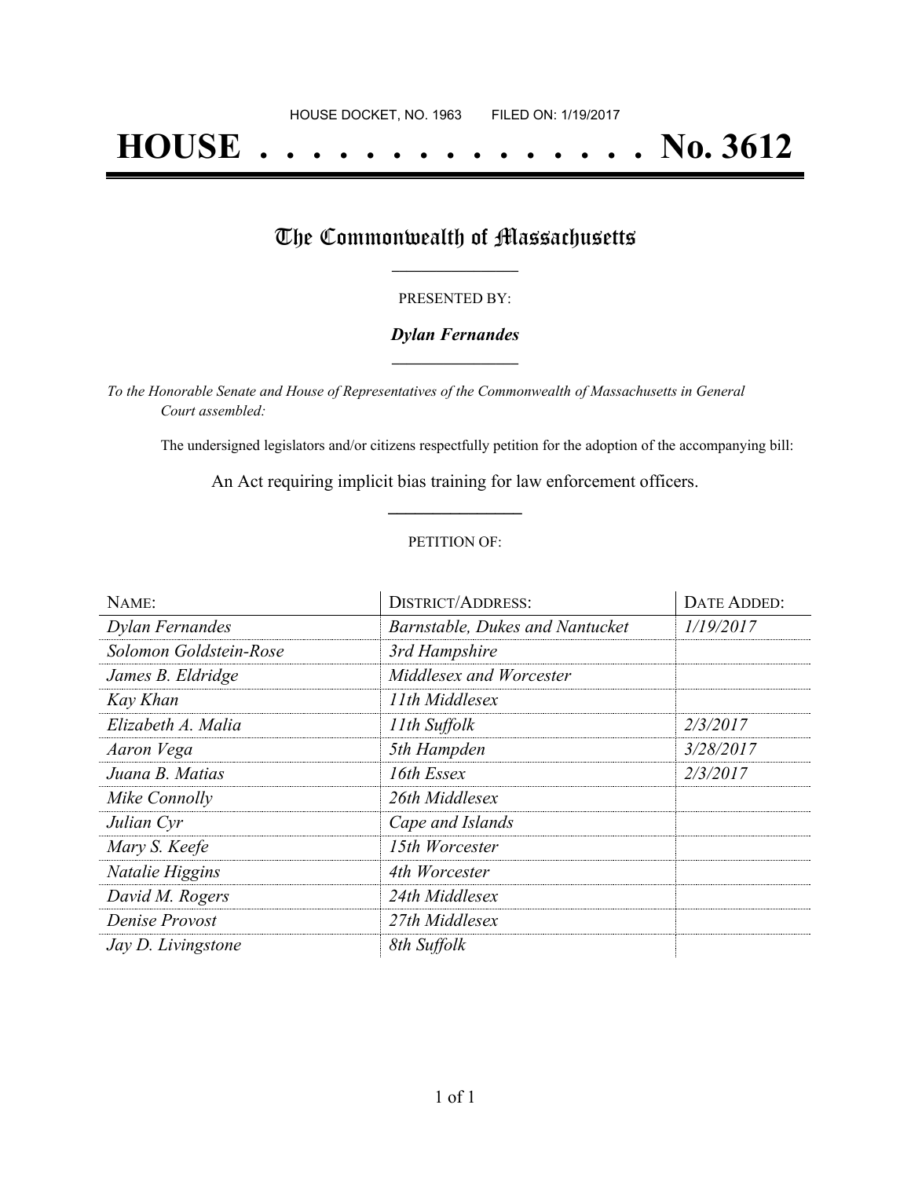HOUSE DOCKET, NO. 1963        FILED ON: 1/19/2017

# HOUSE . . . . . . . . . . . . . . . No. 3612

## The Commonwealth of Massachusetts

PRESENTED BY:

***Dylan Fernandes***

*To the Honorable Senate and House of Representatives of the Commonwealth of Massachusetts in General Court assembled:*

The undersigned legislators and/or citizens respectfully petition for the adoption of the accompanying bill:

An Act requiring implicit bias training for law enforcement officers.

PETITION OF:

| NAME: | DISTRICT/ADDRESS: | DATE ADDED: |
|---|---|---|
| *Dylan Fernandes* | *Barnstable, Dukes and Nantucket* | *1/19/2017* |
| *Solomon Goldstein-Rose* | *3rd Hampshire* | |
| *James B. Eldridge* | *Middlesex and Worcester* | |
| *Kay Khan* | *11th Middlesex* | |
| *Elizabeth A. Malia* | *11th Suffolk* | *2/3/2017* |
| *Aaron Vega* | *5th Hampden* | *3/28/2017* |
| *Juana B. Matias* | *16th Essex* | *2/3/2017* |
| *Mike Connolly* | *26th Middlesex* | |
| *Julian Cyr* | *Cape and Islands* | |
| *Mary S. Keefe* | *15th Worcester* | |
| *Natalie Higgins* | *4th Worcester* | |
| *David M. Rogers* | *24th Middlesex* | |
| *Denise Provost* | *27th Middlesex* | |
| *Jay D. Livingstone* | *8th Suffolk* | |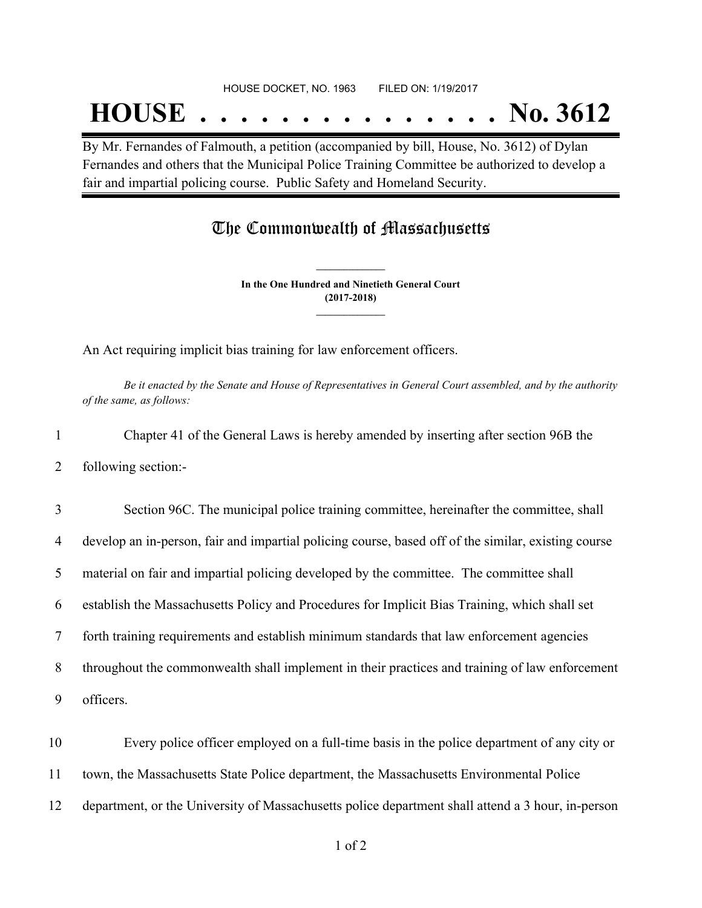HOUSE DOCKET, NO. 1963 FILED ON: 1/19/2017

# HOUSE . . . . . . . . . . . . . . . No. 3612

By Mr. Fernandes of Falmouth, a petition (accompanied by bill, House, No. 3612) of Dylan Fernandes and others that the Municipal Police Training Committee be authorized to develop a fair and impartial policing course. Public Safety and Homeland Security.

## The Commonwealth of Massachusetts

**In the One Hundred and Ninetieth General Court**
**(2017-2018)**

An Act requiring implicit bias training for law enforcement officers.

*Be it enacted by the Senate and House of Representatives in General Court assembled, and by the authority of the same, as follows:*

1 Chapter 41 of the General Laws is hereby amended by inserting after section 96B the
2 following section:-

3 Section 96C. The municipal police training committee, hereinafter the committee, shall
4 develop an in-person, fair and impartial policing course, based off of the similar, existing course
5 material on fair and impartial policing developed by the committee. The committee shall
6 establish the Massachusetts Policy and Procedures for Implicit Bias Training, which shall set
7 forth training requirements and establish minimum standards that law enforcement agencies
8 throughout the commonwealth shall implement in their practices and training of law enforcement
9 officers.

10 Every police officer employed on a full-time basis in the police department of any city or
11 town, the Massachusetts State Police department, the Massachusetts Environmental Police
12 department, or the University of Massachusetts police department shall attend a 3 hour, in-person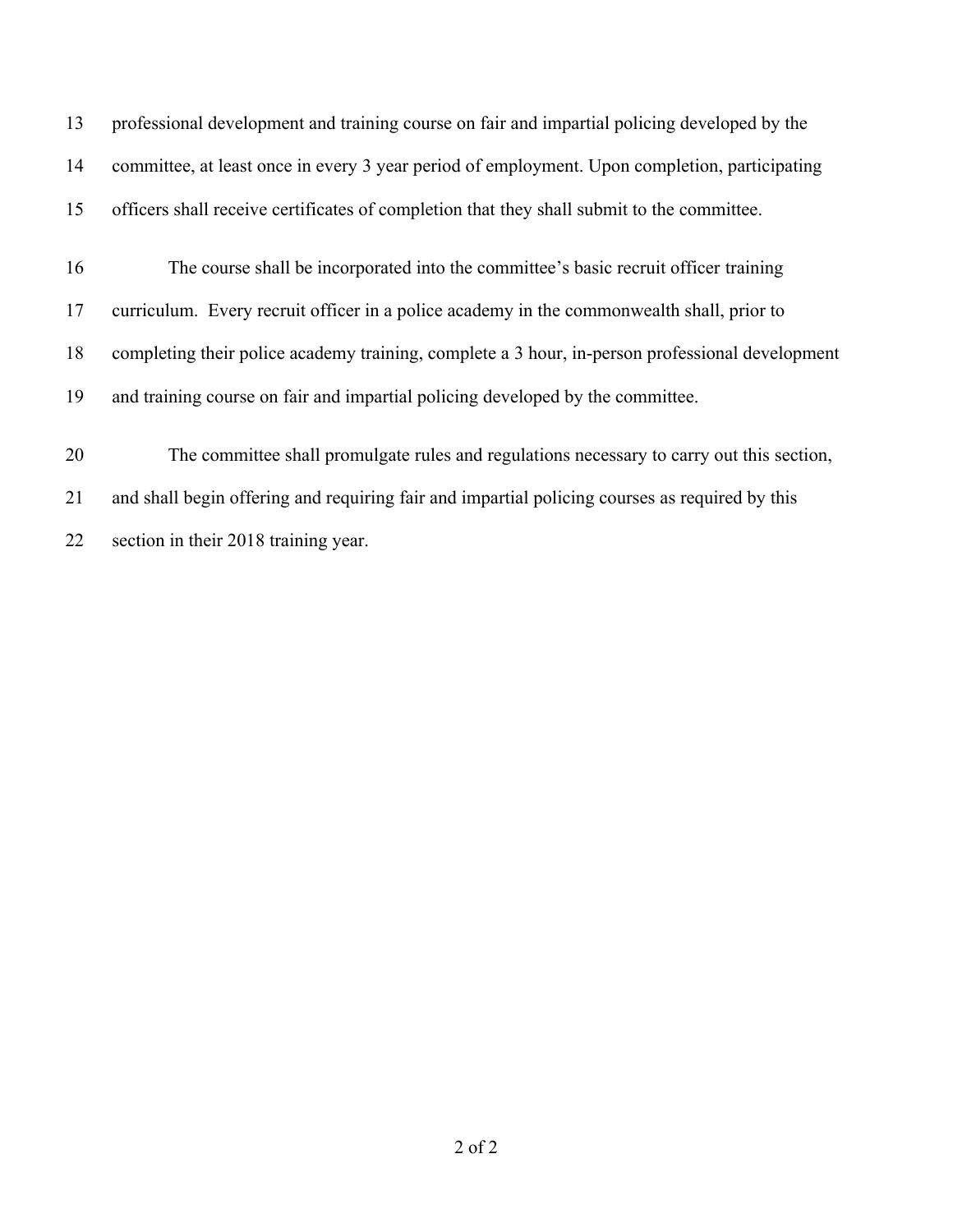professional development and training course on fair and impartial policing developed by the committee, at least once in every 3 year period of employment. Upon completion, participating officers shall receive certificates of completion that they shall submit to the committee.

The course shall be incorporated into the committee's basic recruit officer training curriculum. Every recruit officer in a police academy in the commonwealth shall, prior to completing their police academy training, complete a 3 hour, in-person professional development and training course on fair and impartial policing developed by the committee.

The committee shall promulgate rules and regulations necessary to carry out this section, and shall begin offering and requiring fair and impartial policing courses as required by this section in their 2018 training year.